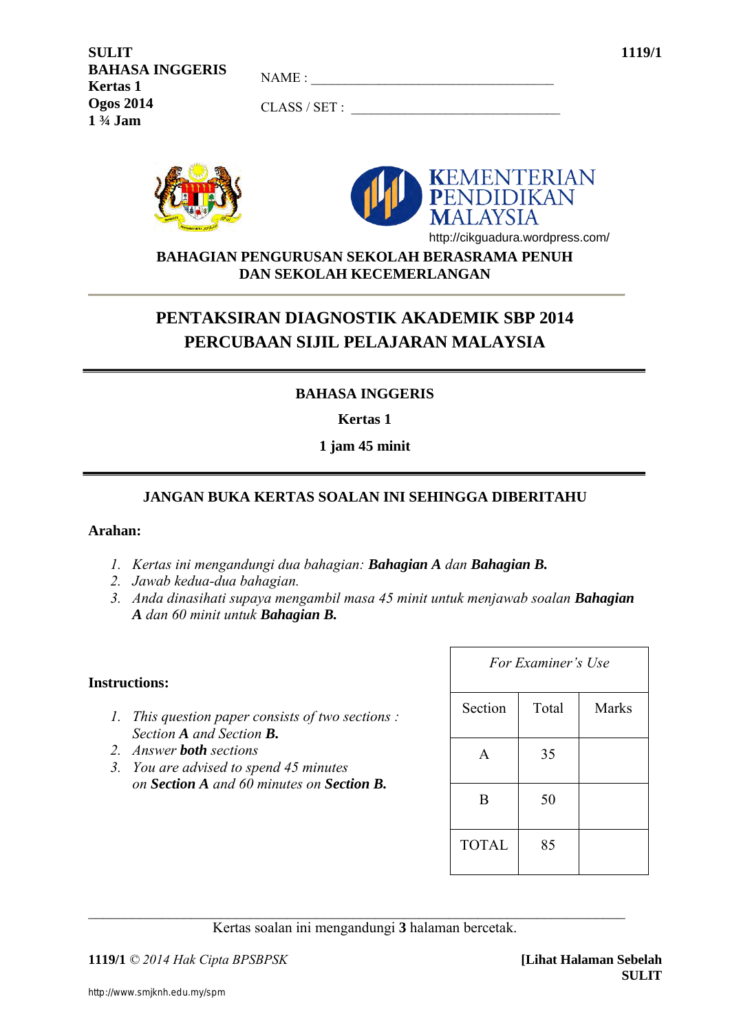**SULIT**
**BAHASA INGGERIS**
**Kertas 1**
**Ogos 2014**
**1 ¾ Jam**

**1119/1**

NAME : ___________________________________

CLASS / SET : ______________________________

KEMENTERIAN PENDIDIKAN MALAYSIA

http://cikguadura.wordpress.com/

**BAHAGIAN PENGURUSAN SEKOLAH BERASRAMA PENUH DAN SEKOLAH KECEMERLANGAN**

# PENTAKSIRAN DIAGNOSTIK AKADEMIK SBP 2014
# PERCUBAAN SIJIL PELAJARAN MALAYSIA

**BAHASA INGGERIS**

**Kertas 1**

**1 jam 45 minit**

**JANGAN BUKA KERTAS SOALAN INI SEHINGGA DIBERITAHU**

**Arahan:**

1. *Kertas ini mengandungi dua bahagian:* ***Bahagian A*** *dan* ***Bahagian B.***
2. *Jawab kedua-dua bahagian.*
3. *Anda dinasihati supaya mengambil masa 45 minit untuk menjawab soalan* ***Bahagian A*** *dan 60 minit untuk* ***Bahagian B.***

**Instructions:**

1. *This question paper consists of two sections : Section* ***A*** *and Section* ***B.***
2. *Answer* ***both*** *sections*
3. *You are advised to spend 45 minutes on* ***Section A*** *and 60 minutes on* ***Section B.***

| *For Examiner's Use* | | |
|---|---|---|
| Section | Total | Marks |
| A | 35 | |
| B | 50 | |
| TOTAL | 85 | |

Kertas soalan ini mengandungi **3** halaman bercetak.

**1119/1** © *2014 Hak Cipta BPSBPSK*

**[Lihat Halaman Sebelah**
**SULIT**

http://www.smjknh.edu.my/spm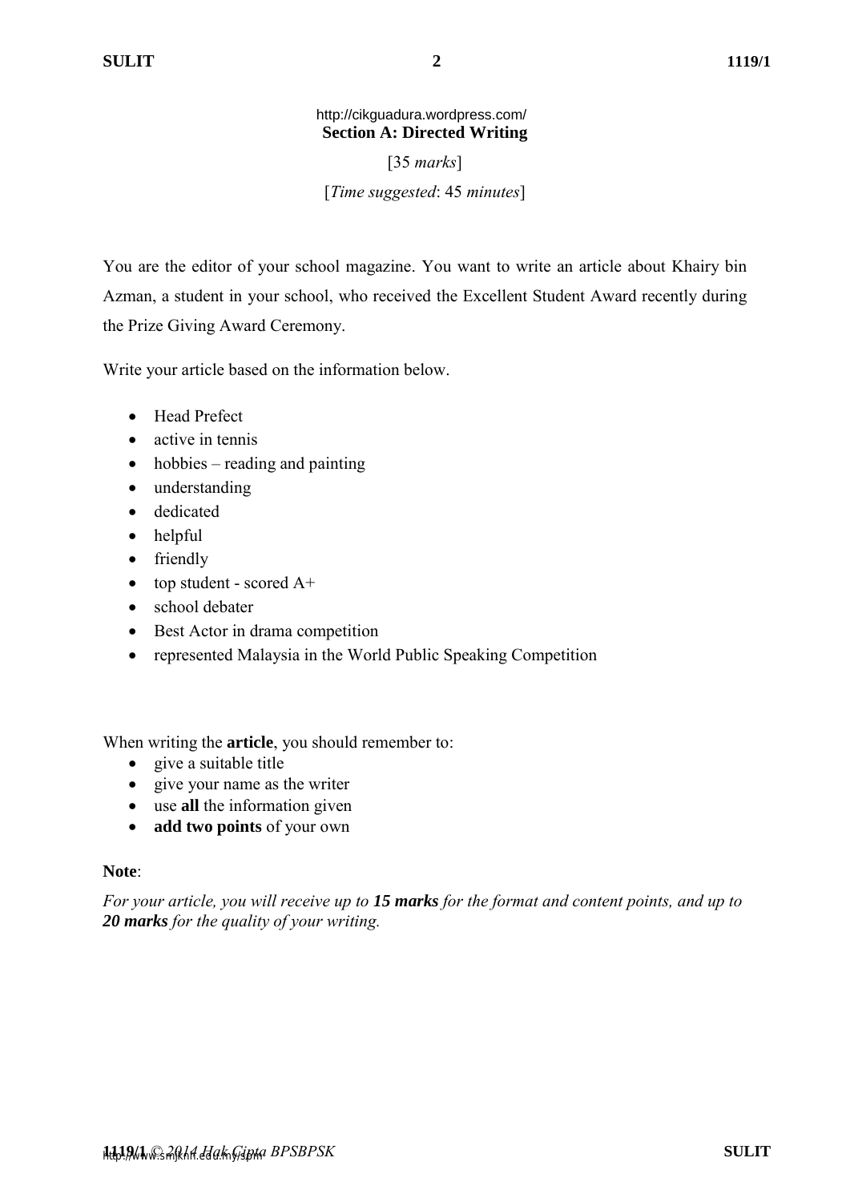http://cikguadura.wordpress.com/

## Section A: Directed Writing

[35 *marks*]

[*Time suggested*: 45 *minutes*]

You are the editor of your school magazine. You want to write an article about Khairy bin Azman, a student in your school, who received the Excellent Student Award recently during the Prize Giving Award Ceremony.

Write your article based on the information below.

- Head Prefect
- active in tennis
- hobbies – reading and painting
- understanding
- dedicated
- helpful
- friendly
- top student - scored A+
- school debater
- Best Actor in drama competition
- represented Malaysia in the World Public Speaking Competition

When writing the **article**, you should remember to:

- give a suitable title
- give your name as the writer
- use **all** the information given
- **add two points** of your own

**Note**:

*For your article, you will receive up to **15 marks** for the format and content points, and up to **20 marks** for the quality of your writing.*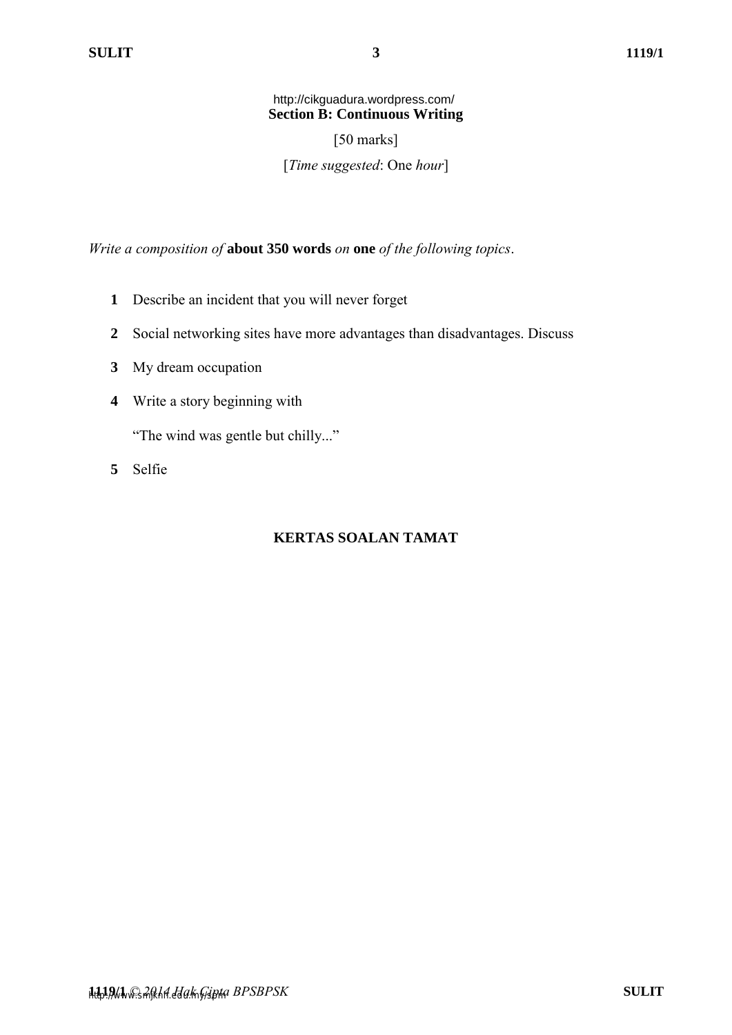http://cikguadura.wordpress.com/

## Section B: Continuous Writing

[50 marks]

[*Time suggested*: One *hour*]

*Write a composition of* **about 350 words** *on* **one** *of the following topics*.

**1** Describe an incident that you will never forget

**2** Social networking sites have more advantages than disadvantages. Discuss

**3** My dream occupation

**4** Write a story beginning with

"The wind was gentle but chilly..."

**5** Selfie

**KERTAS SOALAN TAMAT**